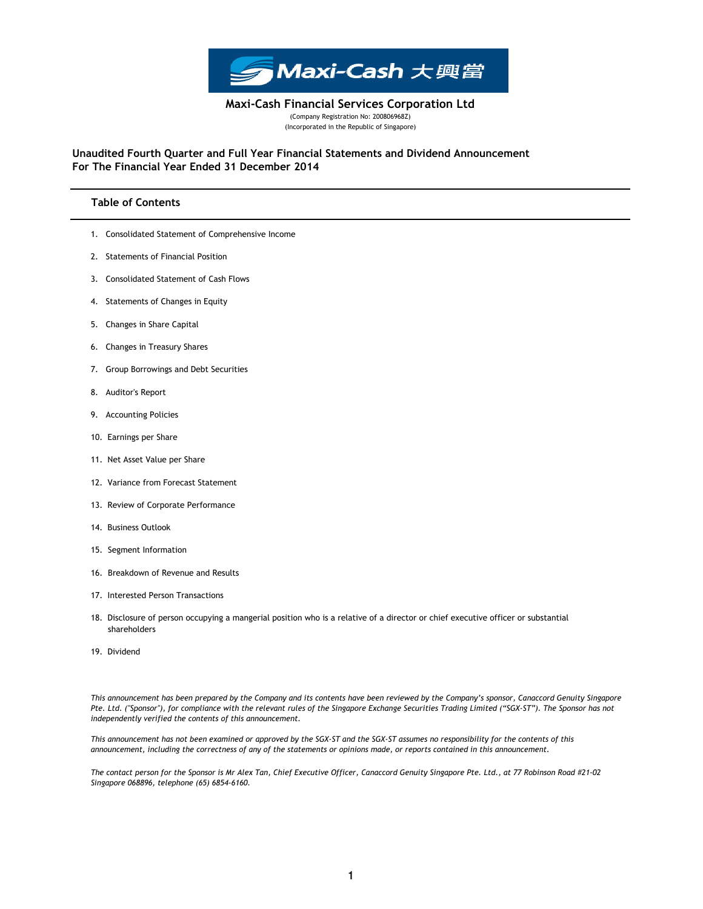Maxi-Cash 大興當

# Maxi-Cash Financial Services Corporation Ltd

(Company Registration No: 200806968Z)
(Incorporated in the Republic of Singapore)

## Unaudited Fourth Quarter and Full Year Financial Statements and Dividend Announcement For The Financial Year Ended 31 December 2014

### Table of Contents

1. Consolidated Statement of Comprehensive Income
2. Statements of Financial Position
3. Consolidated Statement of Cash Flows
4. Statements of Changes in Equity
5. Changes in Share Capital
6. Changes in Treasury Shares
7. Group Borrowings and Debt Securities
8. Auditor's Report
9. Accounting Policies
10. Earnings per Share
11. Net Asset Value per Share
12. Variance from Forecast Statement
13. Review of Corporate Performance
14. Business Outlook
15. Segment Information
16. Breakdown of Revenue and Results
17. Interested Person Transactions
18. Disclosure of person occupying a mangerial position who is a relative of a director or chief executive officer or substantial shareholders
19. Dividend

*This announcement has been prepared by the Company and its contents have been reviewed by the Company's sponsor, Canaccord Genuity Singapore Pte. Ltd. ("Sponsor"), for compliance with the relevant rules of the Singapore Exchange Securities Trading Limited ("SGX-ST"). The Sponsor has not independently verified the contents of this announcement.*

*This announcement has not been examined or approved by the SGX-ST and the SGX-ST assumes no responsibility for the contents of this announcement, including the correctness of any of the statements or opinions made, or reports contained in this announcement.*

*The contact person for the Sponsor is Mr Alex Tan, Chief Executive Officer, Canaccord Genuity Singapore Pte. Ltd., at 77 Robinson Road #21-02 Singapore 068896, telephone (65) 6854-6160.*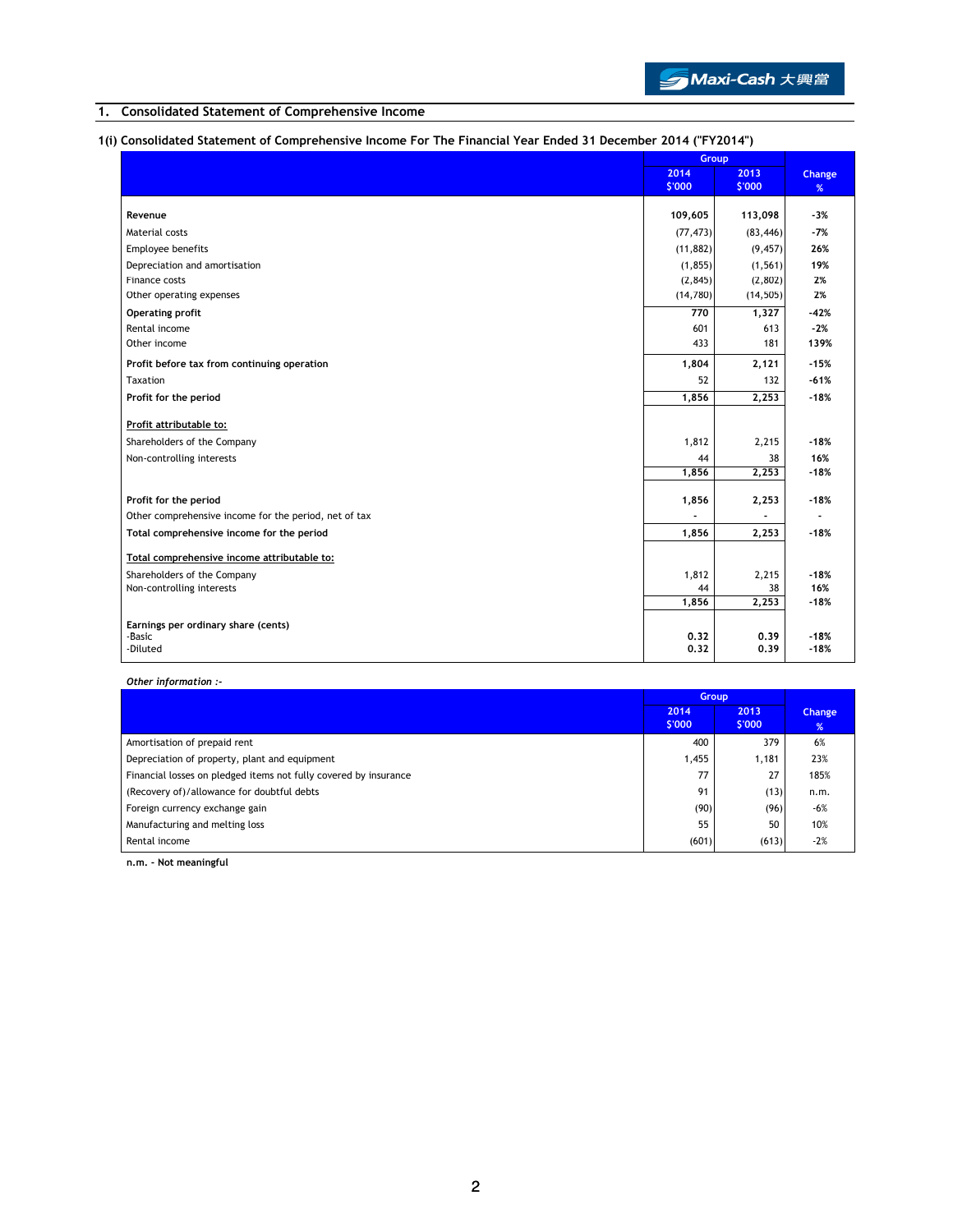## 1. Consolidated Statement of Comprehensive Income

### 1(i) Consolidated Statement of Comprehensive Income For The Financial Year Ended 31 December 2014 ("FY2014")

| | Group | | Change |
|---|---|---|---|
| | 2014 $'000 | 2013 $'000 | % |
| **Revenue** | **109,605** | **113,098** | **-3%** |
| Material costs | (77,473) | (83,446) | **-7%** |
| Employee benefits | (11,882) | (9,457) | **26%** |
| Depreciation and amortisation | (1,855) | (1,561) | **19%** |
| Finance costs | (2,845) | (2,802) | **2%** |
| Other operating expenses | (14,780) | (14,505) | **2%** |
| **Operating profit** | **770** | **1,327** | **-42%** |
| Rental income | 601 | 613 | **-2%** |
| Other income | 433 | 181 | **139%** |
| **Profit before tax from continuing operation** | **1,804** | **2,121** | **-15%** |
| Taxation | 52 | 132 | **-61%** |
| **Profit for the period** | **1,856** | **2,253** | **-18%** |
| **Profit attributable to:** | | | |
| Shareholders of the Company | 1,812 | 2,215 | **-18%** |
| Non-controlling interests | 44 | 38 | **16%** |
| | **1,856** | **2,253** | **-18%** |
| **Profit for the period** | **1,856** | **2,253** | **-18%** |
| Other comprehensive income for the period, net of tax | - | - | - |
| **Total comprehensive income for the period** | **1,856** | **2,253** | **-18%** |
| **Total comprehensive income attributable to:** | | | |
| Shareholders of the Company | 1,812 | 2,215 | **-18%** |
| Non-controlling interests | 44 | 38 | **16%** |
| | **1,856** | **2,253** | **-18%** |
| **Earnings per ordinary share (cents)** | | | |
| -Basic | **0.32** | **0.39** | **-18%** |
| -Diluted | **0.32** | **0.39** | **-18%** |

***Other information :-***

| | Group | | Change |
|---|---|---|---|
| | 2014 $'000 | 2013 $'000 | % |
| Amortisation of prepaid rent | 400 | 379 | 6% |
| Depreciation of property, plant and equipment | 1,455 | 1,181 | 23% |
| Financial losses on pledged items not fully covered by insurance | 77 | 27 | 185% |
| (Recovery of)/allowance for doubtful debts | 91 | (13) | n.m. |
| Foreign currency exchange gain | (90) | (96) | -6% |
| Manufacturing and melting loss | 55 | 50 | 10% |
| Rental income | (601) | (613) | -2% |

**n.m. - Not meaningful**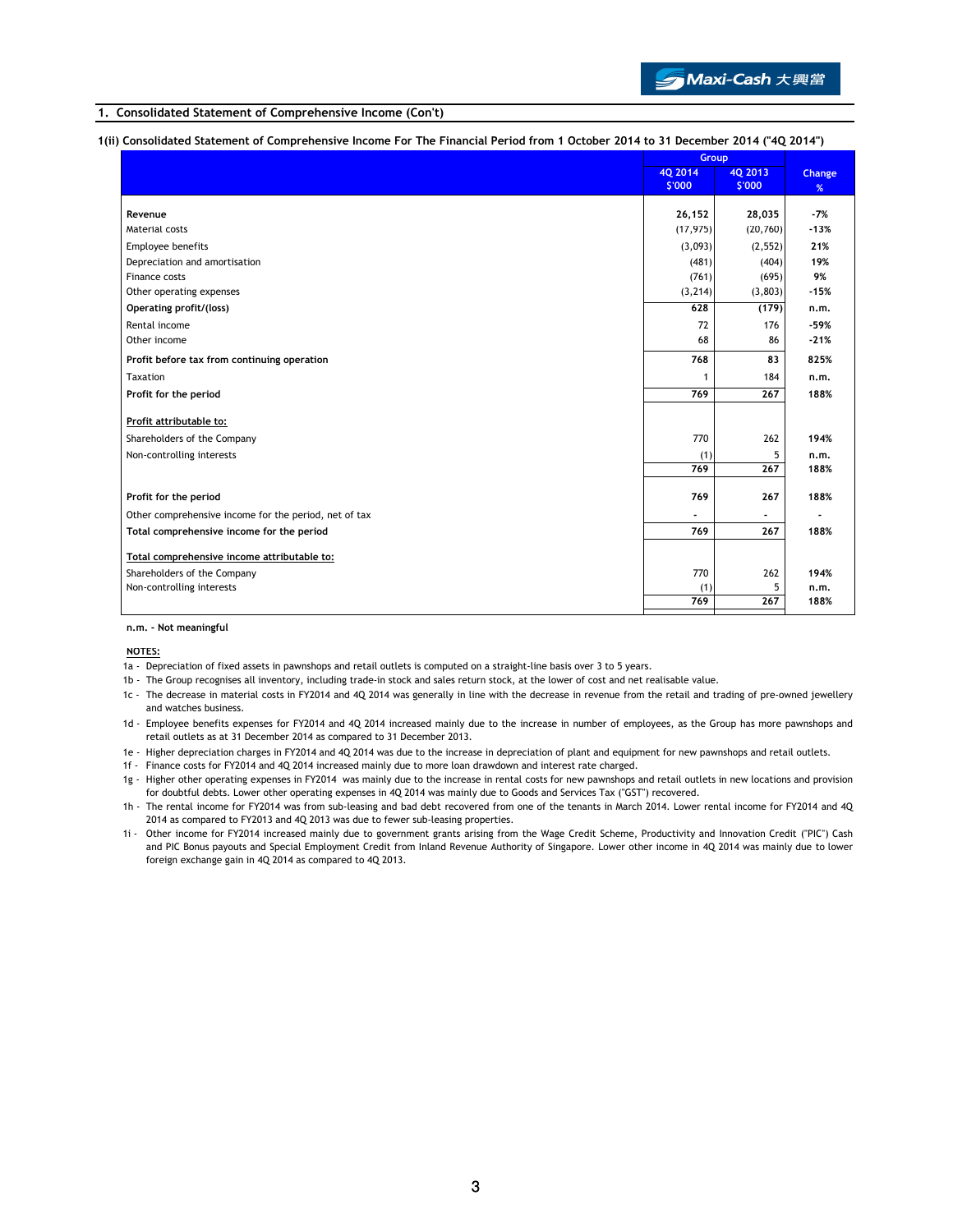## 1. Consolidated Statement of Comprehensive Income (Con't)

### 1(ii) Consolidated Statement of Comprehensive Income For The Financial Period from 1 October 2014 to 31 December 2014 ("4Q 2014")

| | Group | | |
|---|---|---|---|
| | 4Q 2014 $'000 | 4Q 2013 $'000 | Change % |
| **Revenue** | **26,152** | **28,035** | **-7%** |
| Material costs | (17,975) | (20,760) | -13% |
| Employee benefits | (3,093) | (2,552) | 21% |
| Depreciation and amortisation | (481) | (404) | 19% |
| Finance costs | (761) | (695) | 9% |
| Other operating expenses | (3,214) | (3,803) | -15% |
| **Operating profit/(loss)** | **628** | **(179)** | **n.m.** |
| Rental income | 72 | 176 | -59% |
| Other income | 68 | 86 | -21% |
| **Profit before tax from continuing operation** | **768** | **83** | **825%** |
| Taxation | 1 | 184 | n.m. |
| **Profit for the period** | **769** | **267** | **188%** |
| **Profit attributable to:** | | | |
| Shareholders of the Company | 770 | 262 | 194% |
| Non-controlling interests | (1) | 5 | n.m. |
| | **769** | **267** | **188%** |
| **Profit for the period** | **769** | **267** | **188%** |
| Other comprehensive income for the period, net of tax | - | - | - |
| **Total comprehensive income for the period** | **769** | **267** | **188%** |
| **Total comprehensive income attributable to:** | | | |
| Shareholders of the Company | 770 | 262 | 194% |
| Non-controlling interests | (1) | 5 | n.m. |
| | **769** | **267** | **188%** |

**n.m. - Not meaningful**

**NOTES:**

1a - Depreciation of fixed assets in pawnshops and retail outlets is computed on a straight-line basis over 3 to 5 years.

1b - The Group recognises all inventory, including trade-in stock and sales return stock, at the lower of cost and net realisable value.

1c - The decrease in material costs in FY2014 and 4Q 2014 was generally in line with the decrease in revenue from the retail and trading of pre-owned jewellery and watches business.

1d - Employee benefits expenses for FY2014 and 4Q 2014 increased mainly due to the increase in number of employees, as the Group has more pawnshops and retail outlets as at 31 December 2014 as compared to 31 December 2013.

1e - Higher depreciation charges in FY2014 and 4Q 2014 was due to the increase in depreciation of plant and equipment for new pawnshops and retail outlets.

1f - Finance costs for FY2014 and 4Q 2014 increased mainly due to more loan drawdown and interest rate charged.

1g - Higher other operating expenses in FY2014 was mainly due to the increase in rental costs for new pawnshops and retail outlets in new locations and provision for doubtful debts. Lower other operating expenses in 4Q 2014 was mainly due to Goods and Services Tax ("GST") recovered.

1h - The rental income for FY2014 was from sub-leasing and bad debt recovered from one of the tenants in March 2014. Lower rental income for FY2014 and 4Q 2014 as compared to FY2013 and 4Q 2013 was due to fewer sub-leasing properties.

1i - Other income for FY2014 increased mainly due to government grants arising from the Wage Credit Scheme, Productivity and Innovation Credit ("PIC") Cash and PIC Bonus payouts and Special Employment Credit from Inland Revenue Authority of Singapore. Lower other income in 4Q 2014 was mainly due to lower foreign exchange gain in 4Q 2014 as compared to 4Q 2013.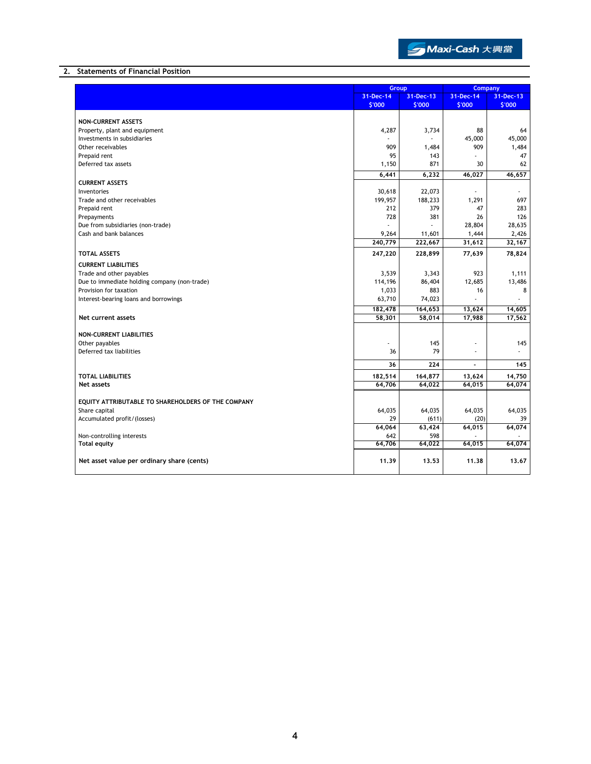## 2. Statements of Financial Position

| | Group | | Company | |
|---|---|---|---|---|
| | 31-Dec-14 | 31-Dec-13 | 31-Dec-14 | 31-Dec-13 |
| | $'000 | $'000 | $'000 | $'000 |
| **NON-CURRENT ASSETS** | | | | |
| Property, plant and equipment | 4,287 | 3,734 | 88 | 64 |
| Investments in subsidiaries | - | - | 45,000 | 45,000 |
| Other receivables | 909 | 1,484 | 909 | 1,484 |
| Prepaid rent | 95 | 143 | - | 47 |
| Deferred tax assets | 1,150 | 871 | 30 | 62 |
| | **6,441** | **6,232** | **46,027** | **46,657** |
| **CURRENT ASSETS** | | | | |
| Inventories | 30,618 | 22,073 | - | - |
| Trade and other receivables | 199,957 | 188,233 | 1,291 | 697 |
| Prepaid rent | 212 | 379 | 47 | 283 |
| Prepayments | 728 | 381 | 26 | 126 |
| Due from subsidiaries (non-trade) | - | - | 28,804 | 28,635 |
| Cash and bank balances | 9,264 | 11,601 | 1,444 | 2,426 |
| | **240,779** | **222,667** | **31,612** | **32,167** |
| **TOTAL ASSETS** | **247,220** | **228,899** | **77,639** | **78,824** |
| **CURRENT LIABILITIES** | | | | |
| Trade and other payables | 3,539 | 3,343 | 923 | 1,111 |
| Due to immediate holding company (non-trade) | 114,196 | 86,404 | 12,685 | 13,486 |
| Provision for taxation | 1,033 | 883 | 16 | 8 |
| Interest-bearing loans and borrowings | 63,710 | 74,023 | - | - |
| | **182,478** | **164,653** | **13,624** | **14,605** |
| **Net current assets** | **58,301** | **58,014** | **17,988** | **17,562** |
| **NON-CURRENT LIABILITIES** | | | | |
| Other payables | - | 145 | - | 145 |
| Deferred tax liabilities | 36 | 79 | - | - |
| | **36** | **224** | **-** | **145** |
| **TOTAL LIABILITIES** | **182,514** | **164,877** | **13,624** | **14,750** |
| **Net assets** | **64,706** | **64,022** | **64,015** | **64,074** |
| **EQUITY ATTRIBUTABLE TO SHAREHOLDERS OF THE COMPANY** | | | | |
| Share capital | 64,035 | 64,035 | 64,035 | 64,035 |
| Accumulated profit/(losses) | 29 | (611) | (20) | 39 |
| | **64,064** | **63,424** | **64,015** | **64,074** |
| Non-controlling interests | 642 | 598 | - | - |
| **Total equity** | **64,706** | **64,022** | **64,015** | **64,074** |
| **Net asset value per ordinary share (cents)** | **11.39** | **13.53** | **11.38** | **13.67** |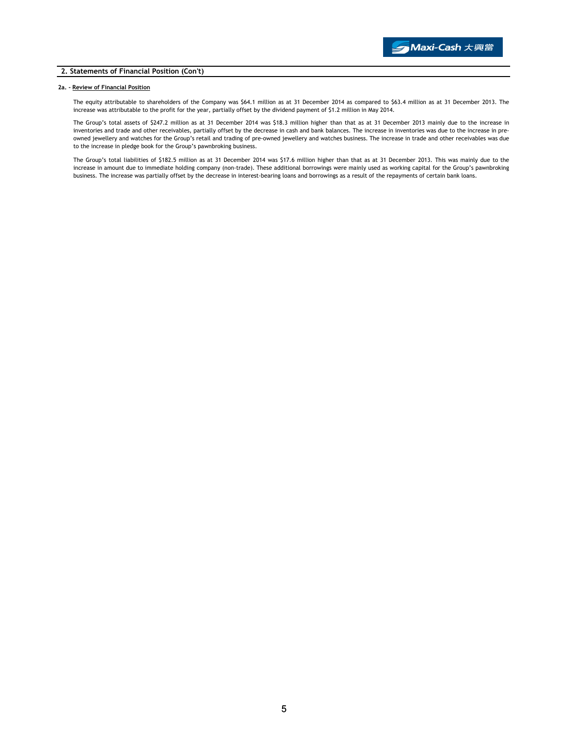## 2. Statements of Financial Position (Con't)

### 2a. - Review of Financial Position

The equity attributable to shareholders of the Company was $64.1 million as at 31 December 2014 as compared to $63.4 million as at 31 December 2013. The increase was attributable to the profit for the year, partially offset by the dividend payment of $1.2 million in May 2014.

The Group's total assets of $247.2 million as at 31 December 2014 was $18.3 million higher than that as at 31 December 2013 mainly due to the increase in inventories and trade and other receivables, partially offset by the decrease in cash and bank balances. The increase in inventories was due to the increase in pre-owned jewellery and watches for the Group's retail and trading of pre-owned jewellery and watches business. The increase in trade and other receivables was due to the increase in pledge book for the Group's pawnbroking business.

The Group's total liabilities of $182.5 million as at 31 December 2014 was $17.6 million higher than that as at 31 December 2013. This was mainly due to the increase in amount due to immediate holding company (non-trade). These additional borrowings were mainly used as working capital for the Group's pawnbroking business. The increase was partially offset by the decrease in interest-bearing loans and borrowings as a result of the repayments of certain bank loans.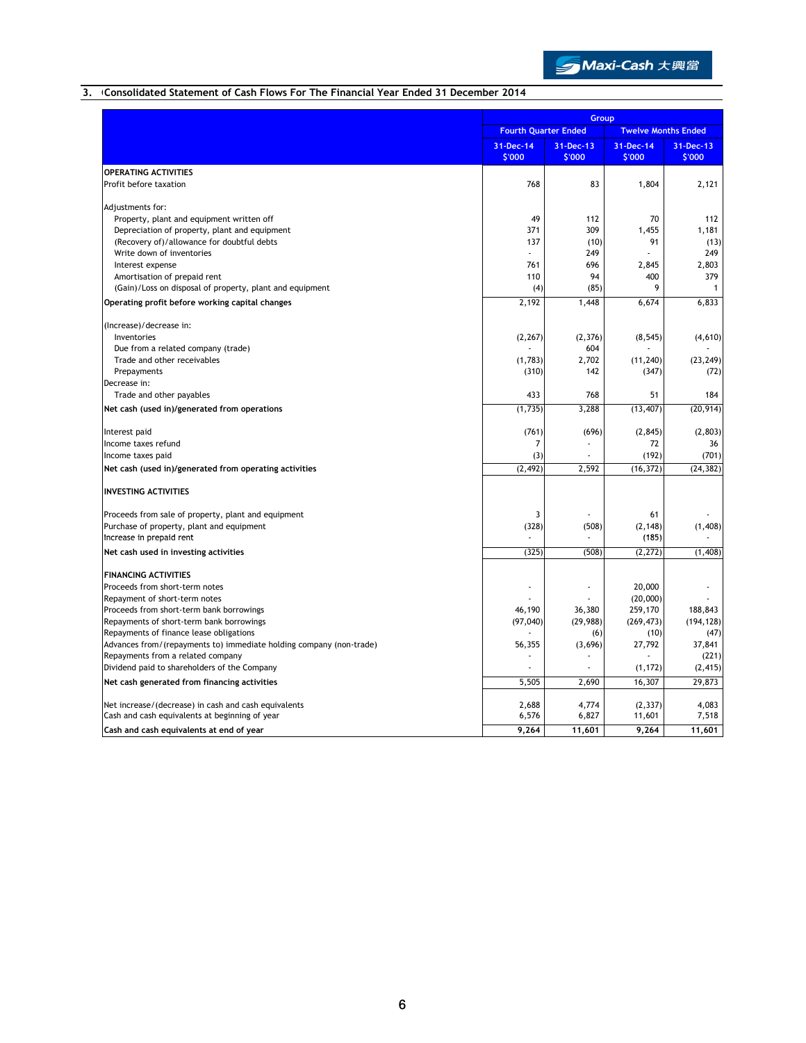## 3. Consolidated Statement of Cash Flows For The Financial Year Ended 31 December 2014

| | Group | | | |
|---|---|---|---|---|
| | Fourth Quarter Ended | | Twelve Months Ended | |
| | 31-Dec-14 $'000 | 31-Dec-13 $'000 | 31-Dec-14 $'000 | 31-Dec-13 $'000 |
| **OPERATING ACTIVITIES** | | | | |
| Profit before taxation | 768 | 83 | 1,804 | 2,121 |
| | | | | |
| Adjustments for: | | | | |
| Property, plant and equipment written off | 49 | 112 | 70 | 112 |
| Depreciation of property, plant and equipment | 371 | 309 | 1,455 | 1,181 |
| (Recovery of)/allowance for doubtful debts | 137 | (10) | 91 | (13) |
| Write down of inventories | - | 249 | - | 249 |
| Interest expense | 761 | 696 | 2,845 | 2,803 |
| Amortisation of prepaid rent | 110 | 94 | 400 | 379 |
| (Gain)/Loss on disposal of property, plant and equipment | (4) | (85) | 9 | 1 |
| **Operating profit before working capital changes** | 2,192 | 1,448 | 6,674 | 6,833 |
| | | | | |
| (Increase)/decrease in: | | | | |
| Inventories | (2,267) | (2,376) | (8,545) | (4,610) |
| Due from a related company (trade) | - | 604 | - | - |
| Trade and other receivables | (1,783) | 2,702 | (11,240) | (23,249) |
| Prepayments | (310) | 142 | (347) | (72) |
| Decrease in: | | | | |
| Trade and other payables | 433 | 768 | 51 | 184 |
| **Net cash (used in)/generated from operations** | (1,735) | 3,288 | (13,407) | (20,914) |
| | | | | |
| Interest paid | (761) | (696) | (2,845) | (2,803) |
| Income taxes refund | 7 | - | 72 | 36 |
| Income taxes paid | (3) | - | (192) | (701) |
| **Net cash (used in)/generated from operating activities** | (2,492) | 2,592 | (16,372) | (24,382) |
| | | | | |
| **INVESTING ACTIVITIES** | | | | |
| | | | | |
| Proceeds from sale of property, plant and equipment | 3 | - | 61 | - |
| Purchase of property, plant and equipment | (328) | (508) | (2,148) | (1,408) |
| Increase in prepaid rent | - | - | (185) | - |
| **Net cash used in investing activities** | (325) | (508) | (2,272) | (1,408) |
| | | | | |
| **FINANCING ACTIVITIES** | | | | |
| Proceeds from short-term notes | - | - | 20,000 | - |
| Repayment of short-term notes | - | - | (20,000) | - |
| Proceeds from short-term bank borrowings | 46,190 | 36,380 | 259,170 | 188,843 |
| Repayments of short-term bank borrowings | (97,040) | (29,988) | (269,473) | (194,128) |
| Repayments of finance lease obligations | - | (6) | (10) | (47) |
| Advances from/(repayments to) immediate holding company (non-trade) | 56,355 | (3,696) | 27,792 | 37,841 |
| Repayments from a related company | - | - | - | (221) |
| Dividend paid to shareholders of the Company | - | - | (1,172) | (2,415) |
| **Net cash generated from financing activities** | 5,505 | 2,690 | 16,307 | 29,873 |
| | | | | |
| Net increase/(decrease) in cash and cash equivalents | 2,688 | 4,774 | (2,337) | 4,083 |
| Cash and cash equivalents at beginning of year | 6,576 | 6,827 | 11,601 | 7,518 |
| **Cash and cash equivalents at end of year** | **9,264** | **11,601** | **9,264** | **11,601** |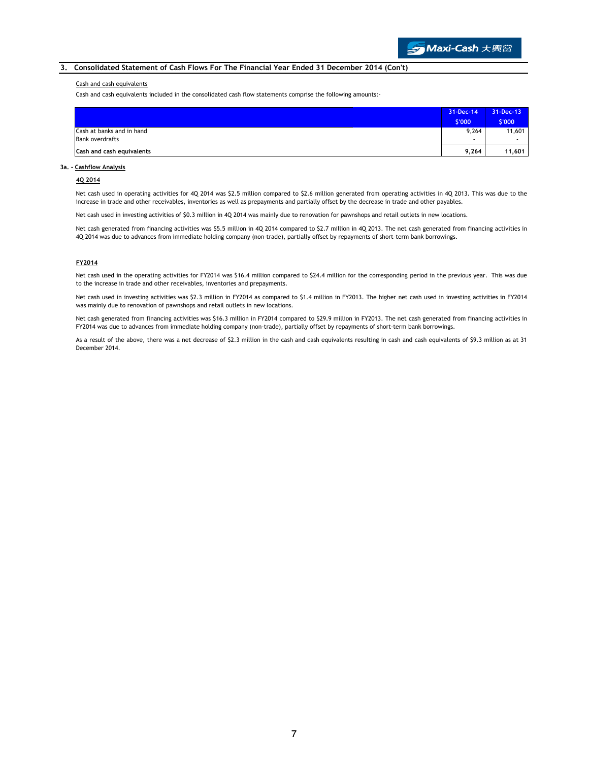## 3. Consolidated Statement of Cash Flows For The Financial Year Ended 31 December 2014 (Con't)

Cash and cash equivalents

Cash and cash equivalents included in the consolidated cash flow statements comprise the following amounts:-

| | 31-Dec-14<br>$'000 | 31-Dec-13<br>$'000 |
|---|---|---|
| Cash at banks and in hand | 9,264 | 11,601 |
| Bank overdrafts | - | - |
| **Cash and cash equivalents** | **9,264** | **11,601** |

### 3a. - Cashflow Analysis

**4Q 2014**

Net cash used in operating activities for 4Q 2014 was $2.5 million compared to $2.6 million generated from operating activities in 4Q 2013. This was due to the increase in trade and other receivables, inventories as well as prepayments and partially offset by the decrease in trade and other payables.

Net cash used in investing activities of $0.3 million in 4Q 2014 was mainly due to renovation for pawnshops and retail outlets in new locations.

Net cash generated from financing activities was $5.5 million in 4Q 2014 compared to $2.7 million in 4Q 2013. The net cash generated from financing activities in 4Q 2014 was due to advances from immediate holding company (non-trade), partially offset by repayments of short-term bank borrowings.

**FY2014**

Net cash used in the operating activities for FY2014 was $16.4 million compared to $24.4 million for the corresponding period in the previous year. This was due to the increase in trade and other receivables, inventories and prepayments.

Net cash used in investing activities was $2.3 million in FY2014 as compared to $1.4 million in FY2013. The higher net cash used in investing activities in FY2014 was mainly due to renovation of pawnshops and retail outlets in new locations.

Net cash generated from financing activities was $16.3 million in FY2014 compared to $29.9 million in FY2013. The net cash generated from financing activities in FY2014 was due to advances from immediate holding company (non-trade), partially offset by repayments of short-term bank borrowings.

As a result of the above, there was a net decrease of $2.3 million in the cash and cash equivalents resulting in cash and cash equivalents of $9.3 million as at 31 December 2014.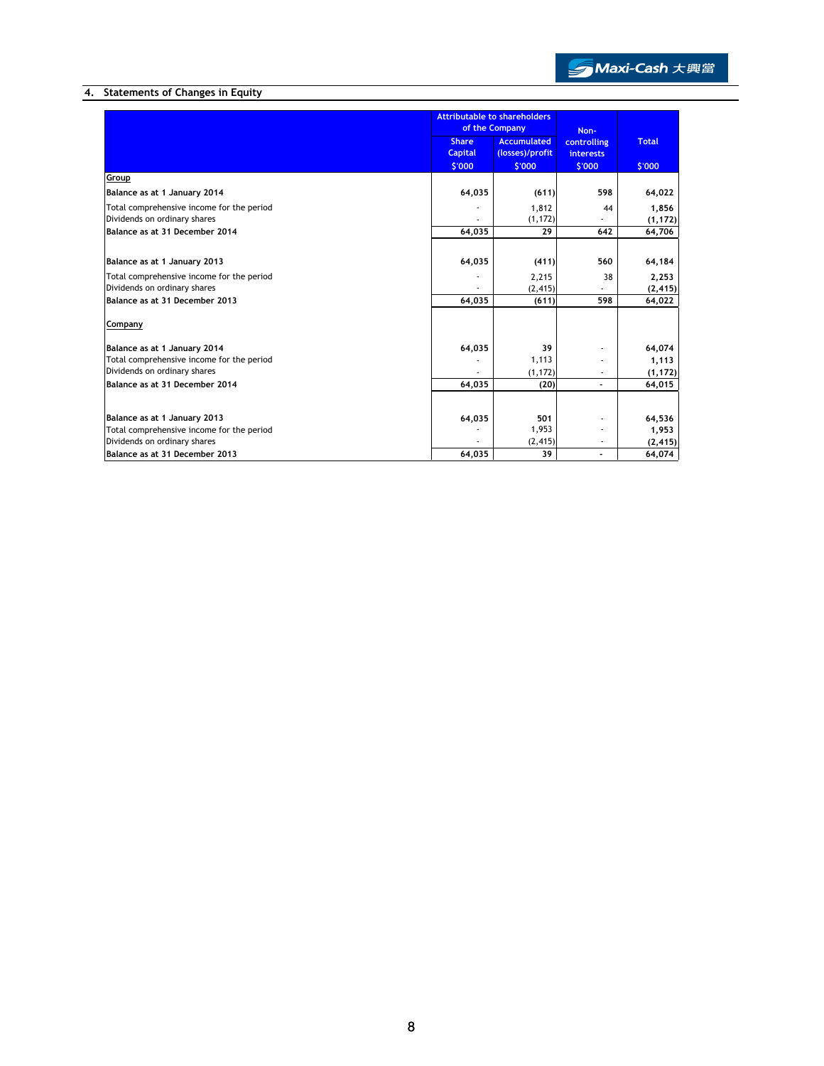## 4. Statements of Changes in Equity

| | Attributable to shareholders of the Company | | Non-controlling interests | Total |
|---|---|---|---|---|
| | Share Capital | Accumulated (losses)/profit | | |
| | $'000 | $'000 | $'000 | $'000 |
| **Group** | | | | |
| **Balance as at 1 January 2014** | **64,035** | **(611)** | **598** | **64,022** |
| Total comprehensive income for the period | - | 1,812 | 44 | **1,856** |
| Dividends on ordinary shares | - | (1,172) | - | **(1,172)** |
| **Balance as at 31 December 2014** | **64,035** | **29** | **642** | **64,706** |
| | | | | |
| **Balance as at 1 January 2013** | **64,035** | **(411)** | **560** | **64,184** |
| Total comprehensive income for the period | - | 2,215 | 38 | **2,253** |
| Dividends on ordinary shares | - | (2,415) | - | **(2,415)** |
| **Balance as at 31 December 2013** | **64,035** | **(611)** | **598** | **64,022** |
| | | | | |
| **Company** | | | | |
| | | | | |
| **Balance as at 1 January 2014** | **64,035** | **39** | - | **64,074** |
| Total comprehensive income for the period | - | 1,113 | - | **1,113** |
| Dividends on ordinary shares | - | (1,172) | - | **(1,172)** |
| **Balance as at 31 December 2014** | **64,035** | **(20)** | **-** | **64,015** |
| | | | | |
| **Balance as at 1 January 2013** | **64,035** | **501** | - | **64,536** |
| Total comprehensive income for the period | - | 1,953 | - | **1,953** |
| Dividends on ordinary shares | - | (2,415) | - | **(2,415)** |
| **Balance as at 31 December 2013** | **64,035** | **39** | **-** | **64,074** |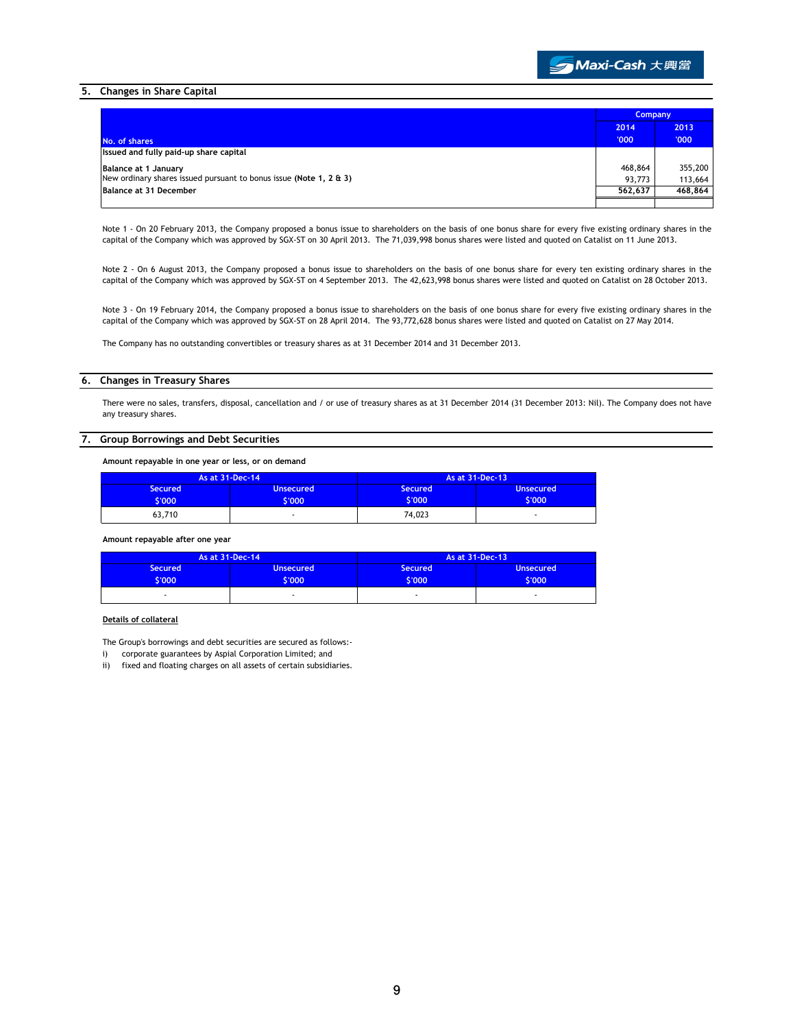## 5. Changes in Share Capital

| No. of shares | Company 2014 '000 | Company 2013 '000 |
|---|---|---|
| **Issued and fully paid-up share capital** | | |
| **Balance at 1 January** | 468,864 | 355,200 |
| New ordinary shares issued pursuant to bonus issue **(Note 1, 2 & 3)** | 93,773 | 113,664 |
| **Balance at 31 December** | **562,637** | **468,864** |

Note 1 - On 20 February 2013, the Company proposed a bonus issue to shareholders on the basis of one bonus share for every five existing ordinary shares in the capital of the Company which was approved by SGX-ST on 30 April 2013. The 71,039,998 bonus shares were listed and quoted on Catalist on 11 June 2013.

Note 2 - On 6 August 2013, the Company proposed a bonus issue to shareholders on the basis of one bonus share for every ten existing ordinary shares in the capital of the Company which was approved by SGX-ST on 4 September 2013. The 42,623,998 bonus shares were listed and quoted on Catalist on 28 October 2013.

Note 3 - On 19 February 2014, the Company proposed a bonus issue to shareholders on the basis of one bonus share for every five existing ordinary shares in the capital of the Company which was approved by SGX-ST on 28 April 2014. The 93,772,628 bonus shares were listed and quoted on Catalist on 27 May 2014.

The Company has no outstanding convertibles or treasury shares as at 31 December 2014 and 31 December 2013.

## 6. Changes in Treasury Shares

There were no sales, transfers, disposal, cancellation and / or use of treasury shares as at 31 December 2014 (31 December 2013: Nil). The Company does not have any treasury shares.

## 7. Group Borrowings and Debt Securities

**Amount repayable in one year or less, or on demand**

| As at 31-Dec-14 | | As at 31-Dec-13 | |
|---|---|---|---|
| Secured $'000 | Unsecured $'000 | Secured $'000 | Unsecured $'000 |
| 63,710 | - | 74,023 | - |

**Amount repayable after one year**

| As at 31-Dec-14 | | As at 31-Dec-13 | |
|---|---|---|---|
| Secured $'000 | Unsecured $'000 | Secured $'000 | Unsecured $'000 |
| - | - | - | - |

**Details of collateral**

The Group's borrowings and debt securities are secured as follows:-

i) corporate guarantees by Aspial Corporation Limited; and

ii) fixed and floating charges on all assets of certain subsidiaries.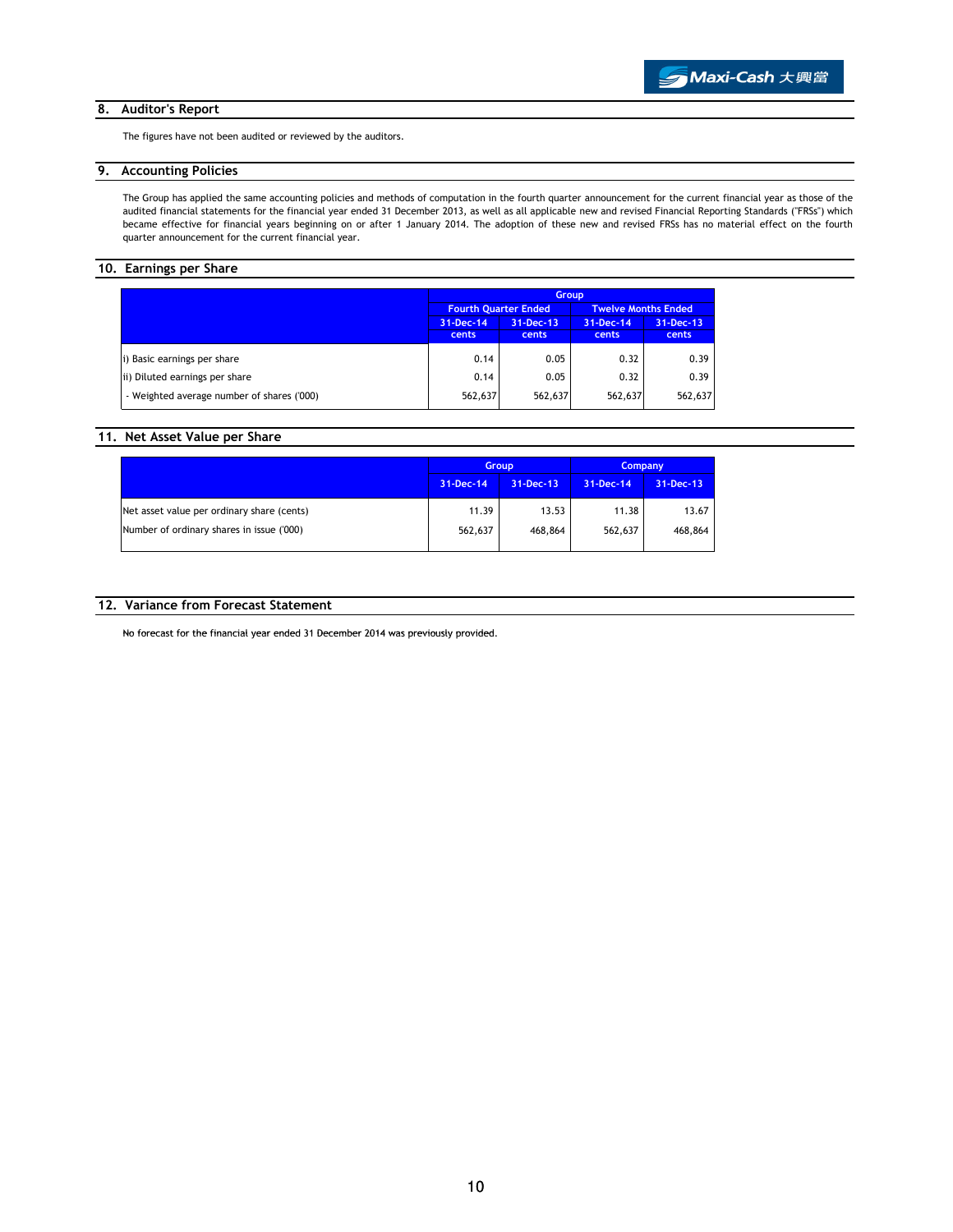## 8. Auditor's Report

The figures have not been audited or reviewed by the auditors.

## 9. Accounting Policies

The Group has applied the same accounting policies and methods of computation in the fourth quarter announcement for the current financial year as those of the audited financial statements for the financial year ended 31 December 2013, as well as all applicable new and revised Financial Reporting Standards ("FRSs") which became effective for financial years beginning on or after 1 January 2014. The adoption of these new and revised FRSs has no material effect on the fourth quarter announcement for the current financial year.

## 10. Earnings per Share

| | Group | | | |
|---|---|---|---|---|
| | Fourth Quarter Ended | | Twelve Months Ended | |
| | 31-Dec-14 cents | 31-Dec-13 cents | 31-Dec-14 cents | 31-Dec-13 cents |
| i) Basic earnings per share | 0.14 | 0.05 | 0.32 | 0.39 |
| ii) Diluted earnings per share | 0.14 | 0.05 | 0.32 | 0.39 |
| - Weighted average number of shares ('000) | 562,637 | 562,637 | 562,637 | 562,637 |

## 11. Net Asset Value per Share

| | Group | | Company | |
|---|---|---|---|---|
| | 31-Dec-14 | 31-Dec-13 | 31-Dec-14 | 31-Dec-13 |
| Net asset value per ordinary share (cents) | 11.39 | 13.53 | 11.38 | 13.67 |
| Number of ordinary shares in issue ('000) | 562,637 | 468,864 | 562,637 | 468,864 |

## 12. Variance from Forecast Statement

No forecast for the financial year ended 31 December 2014 was previously provided.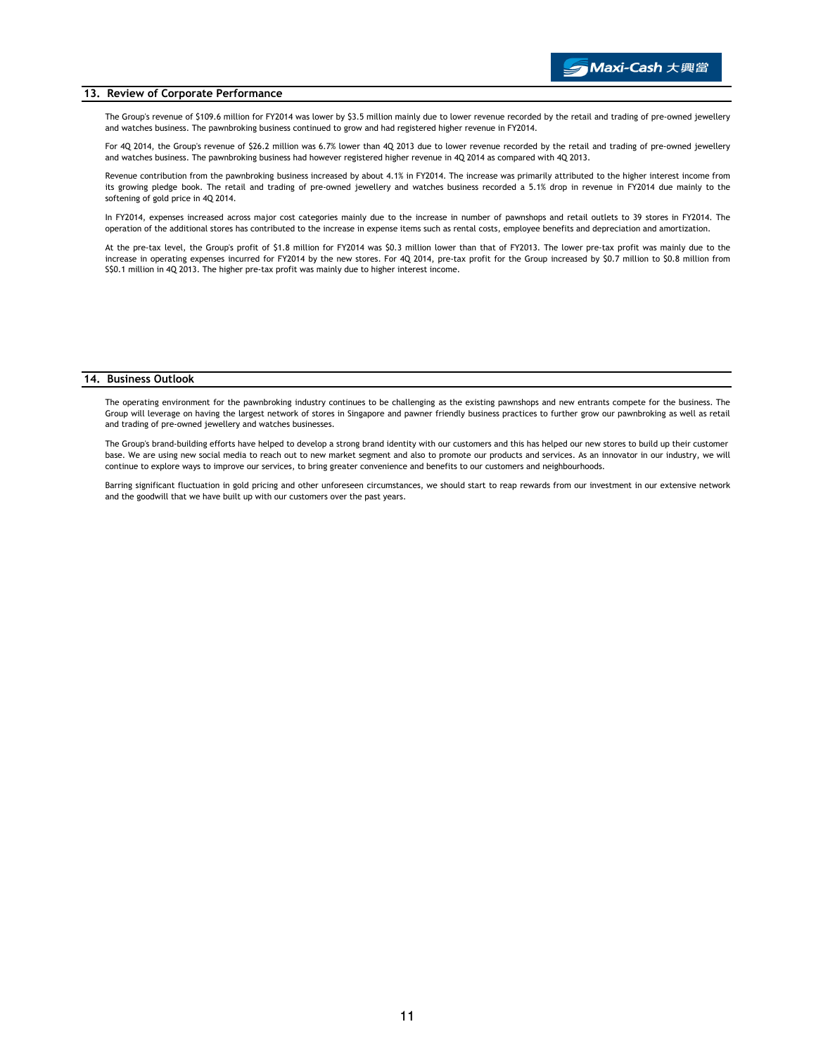## 13. Review of Corporate Performance

The Group's revenue of $109.6 million for FY2014 was lower by $3.5 million mainly due to lower revenue recorded by the retail and trading of pre-owned jewellery and watches business. The pawnbroking business continued to grow and had registered higher revenue in FY2014.

For 4Q 2014, the Group's revenue of $26.2 million was 6.7% lower than 4Q 2013 due to lower revenue recorded by the retail and trading of pre-owned jewellery and watches business. The pawnbroking business had however registered higher revenue in 4Q 2014 as compared with 4Q 2013.

Revenue contribution from the pawnbroking business increased by about 4.1% in FY2014. The increase was primarily attributed to the higher interest income from its growing pledge book. The retail and trading of pre-owned jewellery and watches business recorded a 5.1% drop in revenue in FY2014 due mainly to the softening of gold price in 4Q 2014.

In FY2014, expenses increased across major cost categories mainly due to the increase in number of pawnshops and retail outlets to 39 stores in FY2014. The operation of the additional stores has contributed to the increase in expense items such as rental costs, employee benefits and depreciation and amortization.

At the pre-tax level, the Group's profit of $1.8 million for FY2014 was $0.3 million lower than that of FY2013. The lower pre-tax profit was mainly due to the increase in operating expenses incurred for FY2014 by the new stores. For 4Q 2014, pre-tax profit for the Group increased by $0.7 million to $0.8 million from S$0.1 million in 4Q 2013. The higher pre-tax profit was mainly due to higher interest income.

## 14. Business Outlook

The operating environment for the pawnbroking industry continues to be challenging as the existing pawnshops and new entrants compete for the business. The Group will leverage on having the largest network of stores in Singapore and pawner friendly business practices to further grow our pawnbroking as well as retail and trading of pre-owned jewellery and watches businesses.

The Group's brand-building efforts have helped to develop a strong brand identity with our customers and this has helped our new stores to build up their customer base. We are using new social media to reach out to new market segment and also to promote our products and services. As an innovator in our industry, we will continue to explore ways to improve our services, to bring greater convenience and benefits to our customers and neighbourhoods.

Barring significant fluctuation in gold pricing and other unforeseen circumstances, we should start to reap rewards from our investment in our extensive network and the goodwill that we have built up with our customers over the past years.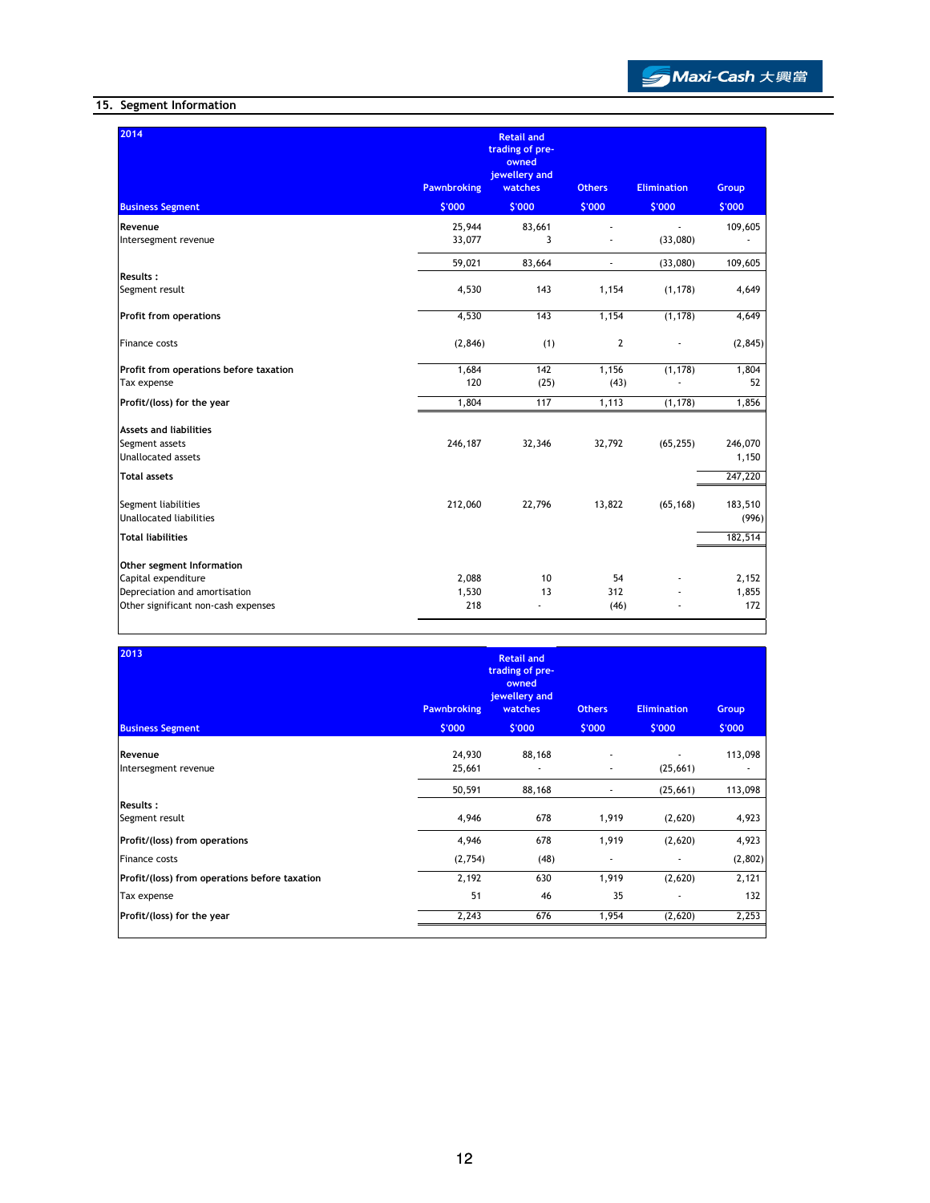## 15. Segment Information

| 2014<br>Business Segment | Pawnbroking<br>$'000 | Retail and trading of pre-owned jewellery and watches<br>$'000 | Others<br>$'000 | Elimination<br>$'000 | Group<br>$'000 |
|---|---|---|---|---|---|
| **Revenue** | 25,944 | 83,661 | - | - | 109,605 |
| Intersegment revenue | 33,077 | 3 | - | (33,080) | - |
| | 59,021 | 83,664 | - | (33,080) | 109,605 |
| **Results :** | | | | | |
| Segment result | 4,530 | 143 | 1,154 | (1,178) | 4,649 |
| **Profit from operations** | 4,530 | 143 | 1,154 | (1,178) | 4,649 |
| Finance costs | (2,846) | (1) | 2 | - | (2,845) |
| **Profit from operations before taxation** | 1,684 | 142 | 1,156 | (1,178) | 1,804 |
| Tax expense | 120 | (25) | (43) | - | 52 |
| **Profit/(loss) for the year** | 1,804 | 117 | 1,113 | (1,178) | 1,856 |
| **Assets and liabilities** | | | | | |
| Segment assets | 246,187 | 32,346 | 32,792 | (65,255) | 246,070 |
| Unallocated assets | | | | | 1,150 |
| **Total assets** | | | | | 247,220 |
| Segment liabilities | 212,060 | 22,796 | 13,822 | (65,168) | 183,510 |
| Unallocated liabilities | | | | | (996) |
| **Total liabilities** | | | | | 182,514 |
| **Other segment Information** | | | | | |
| Capital expenditure | 2,088 | 10 | 54 | - | 2,152 |
| Depreciation and amortisation | 1,530 | 13 | 312 | - | 1,855 |
| Other significant non-cash expenses | 218 | - | (46) | - | 172 |

| 2013<br>Business Segment | Pawnbroking<br>$'000 | Retail and trading of pre-owned jewellery and watches<br>$'000 | Others<br>$'000 | Elimination<br>$'000 | Group<br>$'000 |
|---|---|---|---|---|---|
| **Revenue** | 24,930 | 88,168 | - | - | 113,098 |
| Intersegment revenue | 25,661 | - | - | (25,661) | - |
| | 50,591 | 88,168 | - | (25,661) | 113,098 |
| **Results :** | | | | | |
| Segment result | 4,946 | 678 | 1,919 | (2,620) | 4,923 |
| **Profit/(loss) from operations** | 4,946 | 678 | 1,919 | (2,620) | 4,923 |
| Finance costs | (2,754) | (48) | - | - | (2,802) |
| **Profit/(loss) from operations before taxation** | 2,192 | 630 | 1,919 | (2,620) | 2,121 |
| Tax expense | 51 | 46 | 35 | - | 132 |
| **Profit/(loss) for the year** | 2,243 | 676 | 1,954 | (2,620) | 2,253 |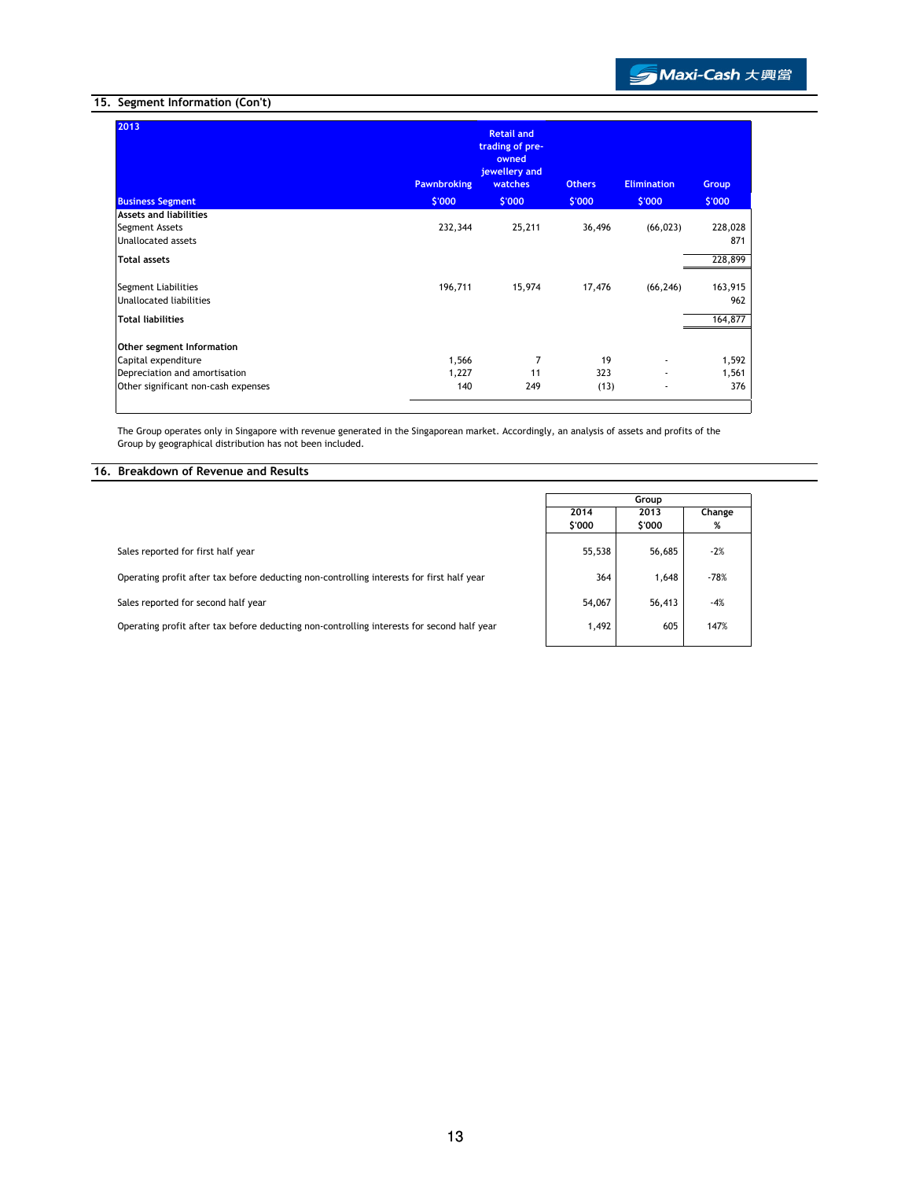## 15. Segment Information (Con't)

| 2013 Business Segment | Pawnbroking $'000 | Retail and trading of pre-owned jewellery and watches $'000 | Others $'000 | Elimination $'000 | Group $'000 |
|---|---|---|---|---|---|
| **Assets and liabilities** | | | | | |
| Segment Assets | 232,344 | 25,211 | 36,496 | (66,023) | 228,028 |
| Unallocated assets | | | | | 871 |
| **Total assets** | | | | | 228,899 |
| | | | | | |
| Segment Liabilities | 196,711 | 15,974 | 17,476 | (66,246) | 163,915 |
| Unallocated liabilities | | | | | 962 |
| **Total liabilities** | | | | | 164,877 |
| | | | | | |
| **Other segment Information** | | | | | |
| Capital expenditure | 1,566 | 7 | 19 | - | 1,592 |
| Depreciation and amortisation | 1,227 | 11 | 323 | - | 1,561 |
| Other significant non-cash expenses | 140 | 249 | (13) | - | 376 |

The Group operates only in Singapore with revenue generated in the Singaporean market. Accordingly, an analysis of assets and profits of the Group by geographical distribution has not been included.

## 16. Breakdown of Revenue and Results

| | Group | | |
|---|---|---|---|
| | 2014 $'000 | 2013 $'000 | Change % |
| Sales reported for first half year | 55,538 | 56,685 | -2% |
| Operating profit after tax before deducting non-controlling interests for first half year | 364 | 1,648 | -78% |
| Sales reported for second half year | 54,067 | 56,413 | -4% |
| Operating profit after tax before deducting non-controlling interests for second half year | 1,492 | 605 | 147% |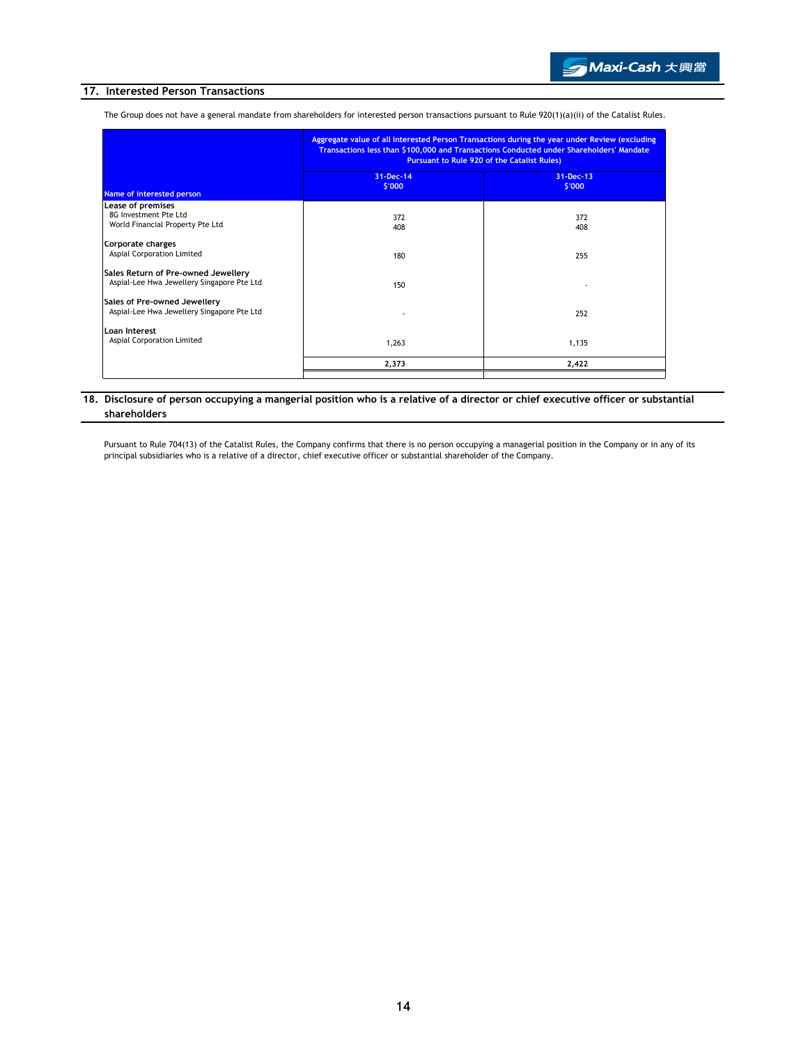## 17. Interested Person Transactions

The Group does not have a general mandate from shareholders for interested person transactions pursuant to Rule 920(1)(a)(ii) of the Catalist Rules.

| Name of interested person | Aggregate value of all Interested Person Transactions during the year under Review (excluding Transactions less than $100,000 and Transactions Conducted under Shareholders' Mandate Pursuant to Rule 920 of the Catalist Rules) | |
|---|---|---|
| | 31-Dec-14<br>$'000 | 31-Dec-13<br>$'000 |
| **Lease of premises** | | |
| 8G Investment Pte Ltd | 372 | 372 |
| World Financial Property Pte Ltd | 408 | 408 |
| **Corporate charges** | | |
| Aspial Corporation Limited | 180 | 255 |
| **Sales Return of Pre-owned Jewellery** | | |
| Aspial-Lee Hwa Jewellery Singapore Pte Ltd | 150 | - |
| **Sales of Pre-owned Jewellery** | | |
| Aspial-Lee Hwa Jewellery Singapore Pte Ltd | - | 252 |
| **Loan Interest** | | |
| Aspial Corporation Limited | 1,263 | 1,135 |
| | **2,373** | **2,422** |

## 18. Disclosure of person occupying a mangerial position who is a relative of a director or chief executive officer or substantial shareholders

Pursuant to Rule 704(13) of the Catalist Rules, the Company confirms that there is no person occupying a managerial position in the Company or in any of its principal subsidiaries who is a relative of a director, chief executive officer or substantial shareholder of the Company.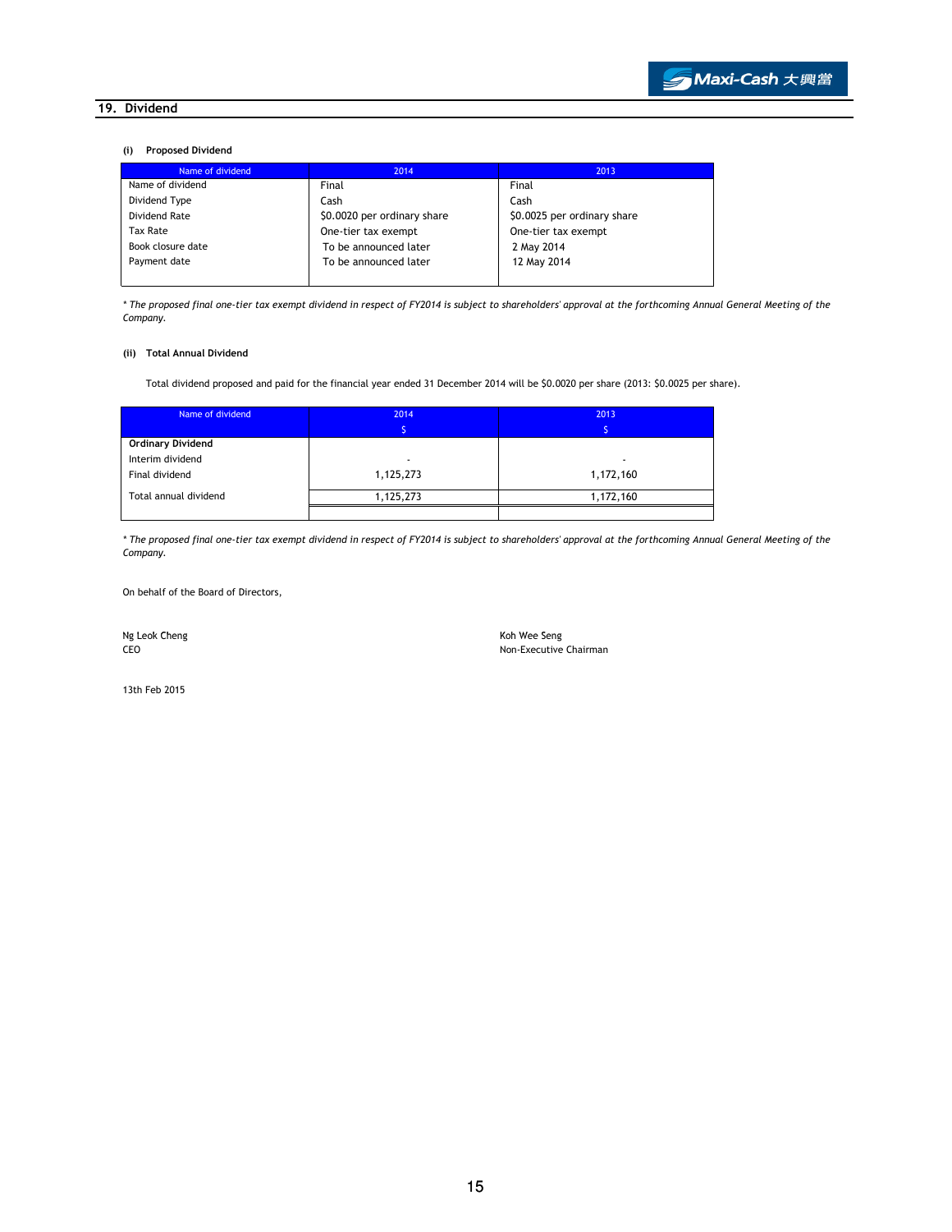## 19. Dividend

**(i) Proposed Dividend**

| Name of dividend | 2014 | 2013 |
|---|---|---|
| Name of dividend | Final | Final |
| Dividend Type | Cash | Cash |
| Dividend Rate | $0.0020 per ordinary share | $0.0025 per ordinary share |
| Tax Rate | One-tier tax exempt | One-tier tax exempt |
| Book closure date | To be announced later | 2 May 2014 |
| Payment date | To be announced later | 12 May 2014 |

*\* The proposed final one-tier tax exempt dividend in respect of FY2014 is subject to shareholders' approval at the forthcoming Annual General Meeting of the Company.*

**(ii) Total Annual Dividend**

Total dividend proposed and paid for the financial year ended 31 December 2014 will be $0.0020 per share (2013: $0.0025 per share).

| Name of dividend | 2014<br>$ | 2013<br>$ |
|---|---|---|
| **Ordinary Dividend** | | |
| Interim dividend | - | - |
| Final dividend | 1,125,273 | 1,172,160 |
| Total annual dividend | 1,125,273 | 1,172,160 |

*\* The proposed final one-tier tax exempt dividend in respect of FY2014 is subject to shareholders' approval at the forthcoming Annual General Meeting of the Company.*

On behalf of the Board of Directors,

Ng Leok Cheng
CEO

Koh Wee Seng
Non-Executive Chairman

13th Feb 2015